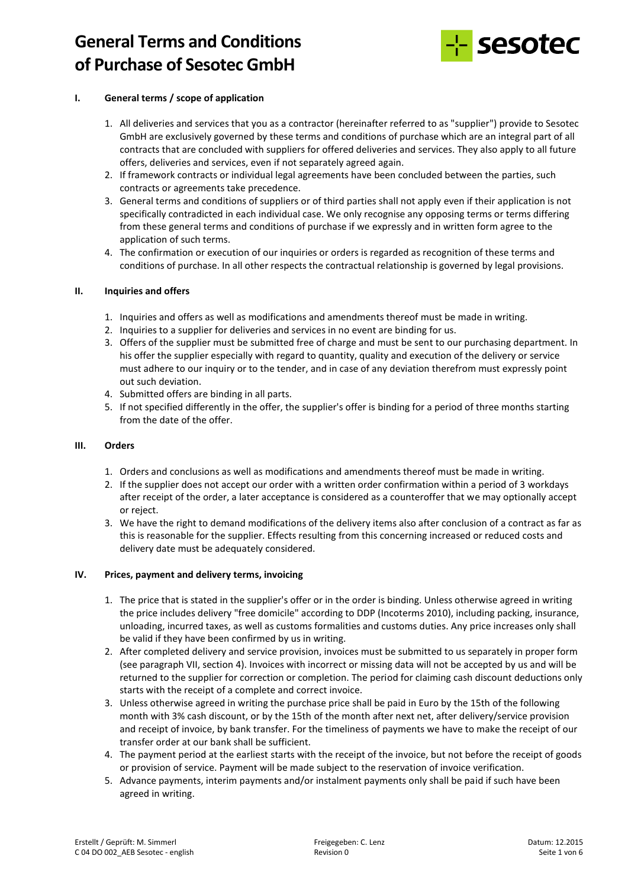# General Terms and Conditions of Purchase of Sesotec GmbH

## I. General terms / scope of application

1. All deliveries and services that you as a contractor (hereinafter referred to as "supplier") provide to Sesotec GmbH are exclusively governed by these terms and conditions of purchase which are an integral part of all contracts that are concluded with suppliers for offered deliveries and services. They also apply to all future offers, deliveries and services, even if not separately agreed again.
2. If framework contracts or individual legal agreements have been concluded between the parties, such contracts or agreements take precedence.
3. General terms and conditions of suppliers or of third parties shall not apply even if their application is not specifically contradicted in each individual case. We only recognise any opposing terms or terms differing from these general terms and conditions of purchase if we expressly and in written form agree to the application of such terms.
4. The confirmation or execution of our inquiries or orders is regarded as recognition of these terms and conditions of purchase. In all other respects the contractual relationship is governed by legal provisions.

## II. Inquiries and offers

1. Inquiries and offers as well as modifications and amendments thereof must be made in writing.
2. Inquiries to a supplier for deliveries and services in no event are binding for us.
3. Offers of the supplier must be submitted free of charge and must be sent to our purchasing department. In his offer the supplier especially with regard to quantity, quality and execution of the delivery or service must adhere to our inquiry or to the tender, and in case of any deviation therefrom must expressly point out such deviation.
4. Submitted offers are binding in all parts.
5. If not specified differently in the offer, the supplier's offer is binding for a period of three months starting from the date of the offer.

## III. Orders

1. Orders and conclusions as well as modifications and amendments thereof must be made in writing.
2. If the supplier does not accept our order with a written order confirmation within a period of 3 workdays after receipt of the order, a later acceptance is considered as a counteroffer that we may optionally accept or reject.
3. We have the right to demand modifications of the delivery items also after conclusion of a contract as far as this is reasonable for the supplier. Effects resulting from this concerning increased or reduced costs and delivery date must be adequately considered.

## IV. Prices, payment and delivery terms, invoicing

1. The price that is stated in the supplier's offer or in the order is binding. Unless otherwise agreed in writing the price includes delivery "free domicile" according to DDP (Incoterms 2010), including packing, insurance, unloading, incurred taxes, as well as customs formalities and customs duties. Any price increases only shall be valid if they have been confirmed by us in writing.
2. After completed delivery and service provision, invoices must be submitted to us separately in proper form (see paragraph VII, section 4). Invoices with incorrect or missing data will not be accepted by us and will be returned to the supplier for correction or completion. The period for claiming cash discount deductions only starts with the receipt of a complete and correct invoice.
3. Unless otherwise agreed in writing the purchase price shall be paid in Euro by the 15th of the following month with 3% cash discount, or by the 15th of the month after next net, after delivery/service provision and receipt of invoice, by bank transfer. For the timeliness of payments we have to make the receipt of our transfer order at our bank shall be sufficient.
4. The payment period at the earliest starts with the receipt of the invoice, but not before the receipt of goods or provision of service. Payment will be made subject to the reservation of invoice verification.
5. Advance payments, interim payments and/or instalment payments only shall be paid if such have been agreed in writing.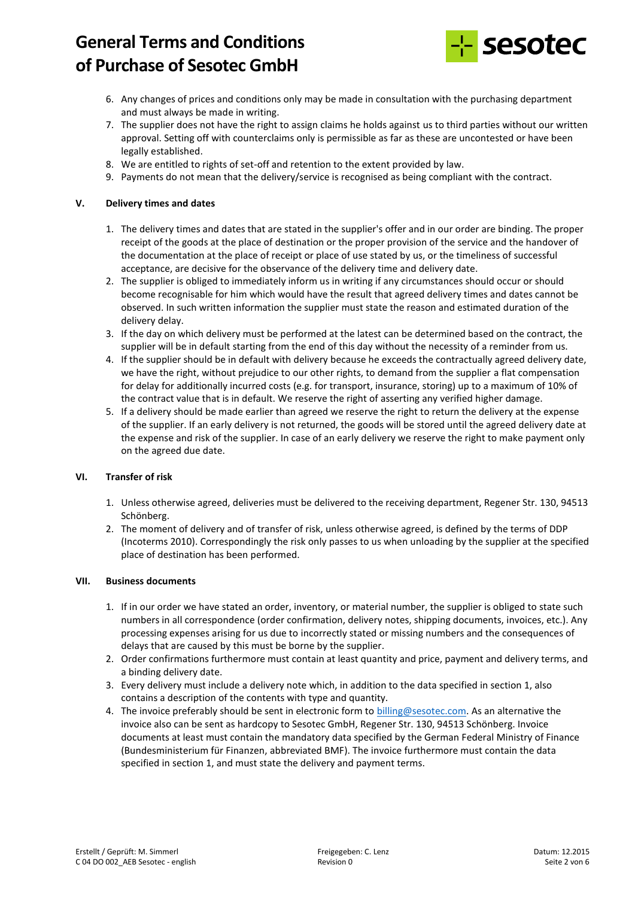6. Any changes of prices and conditions only may be made in consultation with the purchasing department and must always be made in writing.
7. The supplier does not have the right to assign claims he holds against us to third parties without our written approval. Setting off with counterclaims only is permissible as far as these are uncontested or have been legally established.
8. We are entitled to rights of set-off and retention to the extent provided by law.
9. Payments do not mean that the delivery/service is recognised as being compliant with the contract.

## V. Delivery times and dates

1. The delivery times and dates that are stated in the supplier's offer and in our order are binding. The proper receipt of the goods at the place of destination or the proper provision of the service and the handover of the documentation at the place of receipt or place of use stated by us, or the timeliness of successful acceptance, are decisive for the observance of the delivery time and delivery date.
2. The supplier is obliged to immediately inform us in writing if any circumstances should occur or should become recognisable for him which would have the result that agreed delivery times and dates cannot be observed. In such written information the supplier must state the reason and estimated duration of the delivery delay.
3. If the day on which delivery must be performed at the latest can be determined based on the contract, the supplier will be in default starting from the end of this day without the necessity of a reminder from us.
4. If the supplier should be in default with delivery because he exceeds the contractually agreed delivery date, we have the right, without prejudice to our other rights, to demand from the supplier a flat compensation for delay for additionally incurred costs (e.g. for transport, insurance, storing) up to a maximum of 10% of the contract value that is in default. We reserve the right of asserting any verified higher damage.
5. If a delivery should be made earlier than agreed we reserve the right to return the delivery at the expense of the supplier. If an early delivery is not returned, the goods will be stored until the agreed delivery date at the expense and risk of the supplier. In case of an early delivery we reserve the right to make payment only on the agreed due date.

## VI. Transfer of risk

1. Unless otherwise agreed, deliveries must be delivered to the receiving department, Regener Str. 130, 94513 Schönberg.
2. The moment of delivery and of transfer of risk, unless otherwise agreed, is defined by the terms of DDP (Incoterms 2010). Correspondingly the risk only passes to us when unloading by the supplier at the specified place of destination has been performed.

## VII. Business documents

1. If in our order we have stated an order, inventory, or material number, the supplier is obliged to state such numbers in all correspondence (order confirmation, delivery notes, shipping documents, invoices, etc.). Any processing expenses arising for us due to incorrectly stated or missing numbers and the consequences of delays that are caused by this must be borne by the supplier.
2. Order confirmations furthermore must contain at least quantity and price, payment and delivery terms, and a binding delivery date.
3. Every delivery must include a delivery note which, in addition to the data specified in section 1, also contains a description of the contents with type and quantity.
4. The invoice preferably should be sent in electronic form to billing@sesotec.com. As an alternative the invoice also can be sent as hardcopy to Sesotec GmbH, Regener Str. 130, 94513 Schönberg. Invoice documents at least must contain the mandatory data specified by the German Federal Ministry of Finance (Bundesministerium für Finanzen, abbreviated BMF). The invoice furthermore must contain the data specified in section 1, and must state the delivery and payment terms.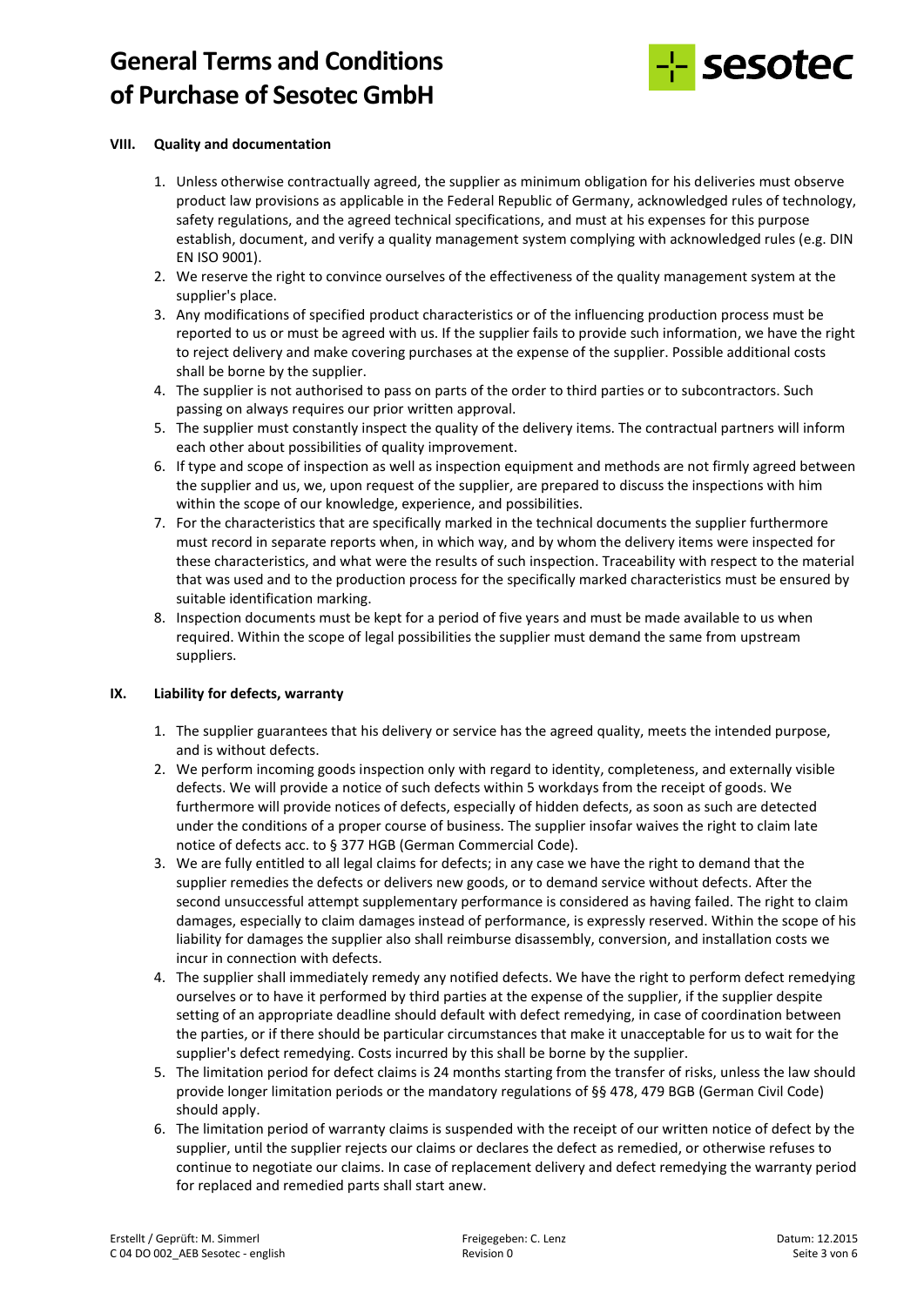## VIII. Quality and documentation

1. Unless otherwise contractually agreed, the supplier as minimum obligation for his deliveries must observe product law provisions as applicable in the Federal Republic of Germany, acknowledged rules of technology, safety regulations, and the agreed technical specifications, and must at his expenses for this purpose establish, document, and verify a quality management system complying with acknowledged rules (e.g. DIN EN ISO 9001).
2. We reserve the right to convince ourselves of the effectiveness of the quality management system at the supplier's place.
3. Any modifications of specified product characteristics or of the influencing production process must be reported to us or must be agreed with us. If the supplier fails to provide such information, we have the right to reject delivery and make covering purchases at the expense of the supplier. Possible additional costs shall be borne by the supplier.
4. The supplier is not authorised to pass on parts of the order to third parties or to subcontractors. Such passing on always requires our prior written approval.
5. The supplier must constantly inspect the quality of the delivery items. The contractual partners will inform each other about possibilities of quality improvement.
6. If type and scope of inspection as well as inspection equipment and methods are not firmly agreed between the supplier and us, we, upon request of the supplier, are prepared to discuss the inspections with him within the scope of our knowledge, experience, and possibilities.
7. For the characteristics that are specifically marked in the technical documents the supplier furthermore must record in separate reports when, in which way, and by whom the delivery items were inspected for these characteristics, and what were the results of such inspection. Traceability with respect to the material that was used and to the production process for the specifically marked characteristics must be ensured by suitable identification marking.
8. Inspection documents must be kept for a period of five years and must be made available to us when required. Within the scope of legal possibilities the supplier must demand the same from upstream suppliers.

## IX. Liability for defects, warranty

1. The supplier guarantees that his delivery or service has the agreed quality, meets the intended purpose, and is without defects.
2. We perform incoming goods inspection only with regard to identity, completeness, and externally visible defects. We will provide a notice of such defects within 5 workdays from the receipt of goods. We furthermore will provide notices of defects, especially of hidden defects, as soon as such are detected under the conditions of a proper course of business. The supplier insofar waives the right to claim late notice of defects acc. to § 377 HGB (German Commercial Code).
3. We are fully entitled to all legal claims for defects; in any case we have the right to demand that the supplier remedies the defects or delivers new goods, or to demand service without defects. After the second unsuccessful attempt supplementary performance is considered as having failed. The right to claim damages, especially to claim damages instead of performance, is expressly reserved. Within the scope of his liability for damages the supplier also shall reimburse disassembly, conversion, and installation costs we incur in connection with defects.
4. The supplier shall immediately remedy any notified defects. We have the right to perform defect remedying ourselves or to have it performed by third parties at the expense of the supplier, if the supplier despite setting of an appropriate deadline should default with defect remedying, in case of coordination between the parties, or if there should be particular circumstances that make it unacceptable for us to wait for the supplier's defect remedying. Costs incurred by this shall be borne by the supplier.
5. The limitation period for defect claims is 24 months starting from the transfer of risks, unless the law should provide longer limitation periods or the mandatory regulations of §§ 478, 479 BGB (German Civil Code) should apply.
6. The limitation period of warranty claims is suspended with the receipt of our written notice of defect by the supplier, until the supplier rejects our claims or declares the defect as remedied, or otherwise refuses to continue to negotiate our claims. In case of replacement delivery and defect remedying the warranty period for replaced and remedied parts shall start anew.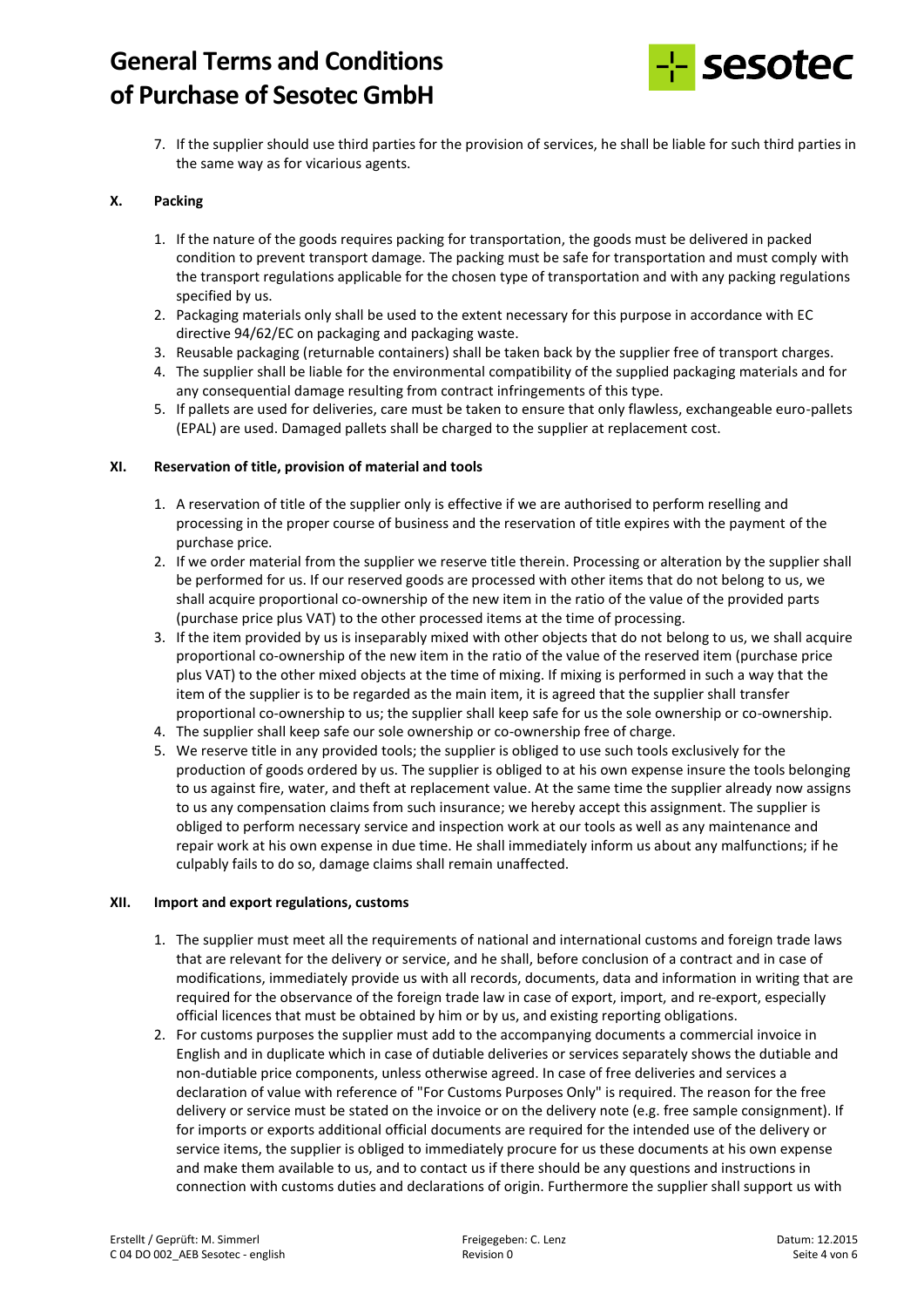7. If the supplier should use third parties for the provision of services, he shall be liable for such third parties in the same way as for vicarious agents.

## X. Packing

1. If the nature of the goods requires packing for transportation, the goods must be delivered in packed condition to prevent transport damage. The packing must be safe for transportation and must comply with the transport regulations applicable for the chosen type of transportation and with any packing regulations specified by us.
2. Packaging materials only shall be used to the extent necessary for this purpose in accordance with EC directive 94/62/EC on packaging and packaging waste.
3. Reusable packaging (returnable containers) shall be taken back by the supplier free of transport charges.
4. The supplier shall be liable for the environmental compatibility of the supplied packaging materials and for any consequential damage resulting from contract infringements of this type.
5. If pallets are used for deliveries, care must be taken to ensure that only flawless, exchangeable euro-pallets (EPAL) are used. Damaged pallets shall be charged to the supplier at replacement cost.

## XI. Reservation of title, provision of material and tools

1. A reservation of title of the supplier only is effective if we are authorised to perform reselling and processing in the proper course of business and the reservation of title expires with the payment of the purchase price.
2. If we order material from the supplier we reserve title therein. Processing or alteration by the supplier shall be performed for us. If our reserved goods are processed with other items that do not belong to us, we shall acquire proportional co-ownership of the new item in the ratio of the value of the provided parts (purchase price plus VAT) to the other processed items at the time of processing.
3. If the item provided by us is inseparably mixed with other objects that do not belong to us, we shall acquire proportional co-ownership of the new item in the ratio of the value of the reserved item (purchase price plus VAT) to the other mixed objects at the time of mixing. If mixing is performed in such a way that the item of the supplier is to be regarded as the main item, it is agreed that the supplier shall transfer proportional co-ownership to us; the supplier shall keep safe for us the sole ownership or co-ownership.
4. The supplier shall keep safe our sole ownership or co-ownership free of charge.
5. We reserve title in any provided tools; the supplier is obliged to use such tools exclusively for the production of goods ordered by us. The supplier is obliged to at his own expense insure the tools belonging to us against fire, water, and theft at replacement value. At the same time the supplier already now assigns to us any compensation claims from such insurance; we hereby accept this assignment. The supplier is obliged to perform necessary service and inspection work at our tools as well as any maintenance and repair work at his own expense in due time. He shall immediately inform us about any malfunctions; if he culpably fails to do so, damage claims shall remain unaffected.

## XII. Import and export regulations, customs

1. The supplier must meet all the requirements of national and international customs and foreign trade laws that are relevant for the delivery or service, and he shall, before conclusion of a contract and in case of modifications, immediately provide us with all records, documents, data and information in writing that are required for the observance of the foreign trade law in case of export, import, and re-export, especially official licences that must be obtained by him or by us, and existing reporting obligations.
2. For customs purposes the supplier must add to the accompanying documents a commercial invoice in English and in duplicate which in case of dutiable deliveries or services separately shows the dutiable and non-dutiable price components, unless otherwise agreed. In case of free deliveries and services a declaration of value with reference of "For Customs Purposes Only" is required. The reason for the free delivery or service must be stated on the invoice or on the delivery note (e.g. free sample consignment). If for imports or exports additional official documents are required for the intended use of the delivery or service items, the supplier is obliged to immediately procure for us these documents at his own expense and make them available to us, and to contact us if there should be any questions and instructions in connection with customs duties and declarations of origin. Furthermore the supplier shall support us with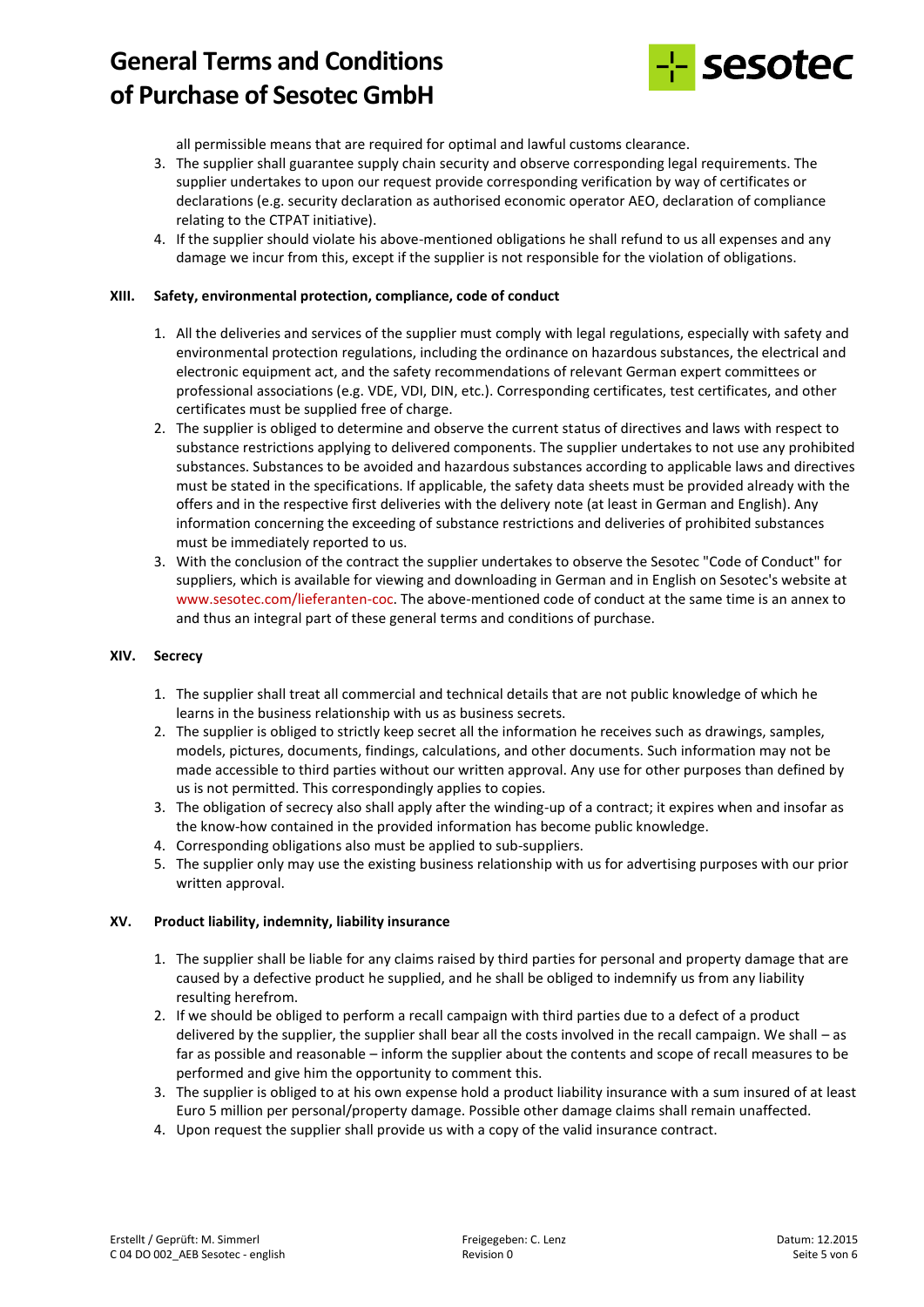all permissible means that are required for optimal and lawful customs clearance.

3. The supplier shall guarantee supply chain security and observe corresponding legal requirements. The supplier undertakes to upon our request provide corresponding verification by way of certificates or declarations (e.g. security declaration as authorised economic operator AEO, declaration of compliance relating to the CTPAT initiative).
4. If the supplier should violate his above-mentioned obligations he shall refund to us all expenses and any damage we incur from this, except if the supplier is not responsible for the violation of obligations.

## XIII. Safety, environmental protection, compliance, code of conduct

1. All the deliveries and services of the supplier must comply with legal regulations, especially with safety and environmental protection regulations, including the ordinance on hazardous substances, the electrical and electronic equipment act, and the safety recommendations of relevant German expert committees or professional associations (e.g. VDE, VDI, DIN, etc.). Corresponding certificates, test certificates, and other certificates must be supplied free of charge.
2. The supplier is obliged to determine and observe the current status of directives and laws with respect to substance restrictions applying to delivered components. The supplier undertakes to not use any prohibited substances. Substances to be avoided and hazardous substances according to applicable laws and directives must be stated in the specifications. If applicable, the safety data sheets must be provided already with the offers and in the respective first deliveries with the delivery note (at least in German and English). Any information concerning the exceeding of substance restrictions and deliveries of prohibited substances must be immediately reported to us.
3. With the conclusion of the contract the supplier undertakes to observe the Sesotec "Code of Conduct" for suppliers, which is available for viewing and downloading in German and in English on Sesotec's website at www.sesotec.com/lieferanten-coc. The above-mentioned code of conduct at the same time is an annex to and thus an integral part of these general terms and conditions of purchase.

## XIV. Secrecy

1. The supplier shall treat all commercial and technical details that are not public knowledge of which he learns in the business relationship with us as business secrets.
2. The supplier is obliged to strictly keep secret all the information he receives such as drawings, samples, models, pictures, documents, findings, calculations, and other documents. Such information may not be made accessible to third parties without our written approval. Any use for other purposes than defined by us is not permitted. This correspondingly applies to copies.
3. The obligation of secrecy also shall apply after the winding-up of a contract; it expires when and insofar as the know-how contained in the provided information has become public knowledge.
4. Corresponding obligations also must be applied to sub-suppliers.
5. The supplier only may use the existing business relationship with us for advertising purposes with our prior written approval.

## XV. Product liability, indemnity, liability insurance

1. The supplier shall be liable for any claims raised by third parties for personal and property damage that are caused by a defective product he supplied, and he shall be obliged to indemnify us from any liability resulting herefrom.
2. If we should be obliged to perform a recall campaign with third parties due to a defect of a product delivered by the supplier, the supplier shall bear all the costs involved in the recall campaign. We shall – as far as possible and reasonable – inform the supplier about the contents and scope of recall measures to be performed and give him the opportunity to comment this.
3. The supplier is obliged to at his own expense hold a product liability insurance with a sum insured of at least Euro 5 million per personal/property damage. Possible other damage claims shall remain unaffected.
4. Upon request the supplier shall provide us with a copy of the valid insurance contract.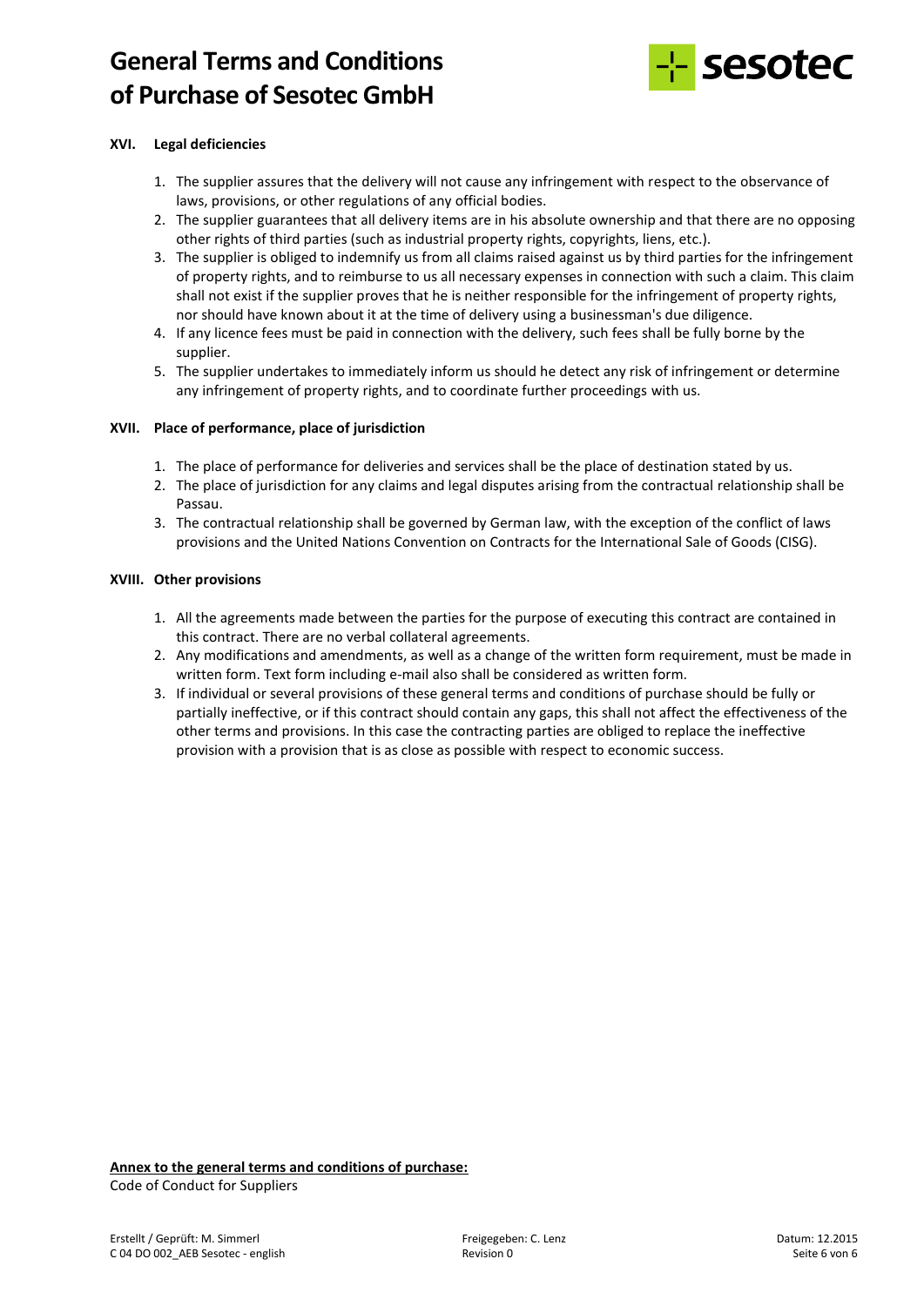## XVI. Legal deficiencies

1. The supplier assures that the delivery will not cause any infringement with respect to the observance of laws, provisions, or other regulations of any official bodies.
2. The supplier guarantees that all delivery items are in his absolute ownership and that there are no opposing other rights of third parties (such as industrial property rights, copyrights, liens, etc.).
3. The supplier is obliged to indemnify us from all claims raised against us by third parties for the infringement of property rights, and to reimburse to us all necessary expenses in connection with such a claim. This claim shall not exist if the supplier proves that he is neither responsible for the infringement of property rights, nor should have known about it at the time of delivery using a businessman's due diligence.
4. If any licence fees must be paid in connection with the delivery, such fees shall be fully borne by the supplier.
5. The supplier undertakes to immediately inform us should he detect any risk of infringement or determine any infringement of property rights, and to coordinate further proceedings with us.

## XVII. Place of performance, place of jurisdiction

1. The place of performance for deliveries and services shall be the place of destination stated by us.
2. The place of jurisdiction for any claims and legal disputes arising from the contractual relationship shall be Passau.
3. The contractual relationship shall be governed by German law, with the exception of the conflict of laws provisions and the United Nations Convention on Contracts for the International Sale of Goods (CISG).

## XVIII. Other provisions

1. All the agreements made between the parties for the purpose of executing this contract are contained in this contract. There are no verbal collateral agreements.
2. Any modifications and amendments, as well as a change of the written form requirement, must be made in written form. Text form including e-mail also shall be considered as written form.
3. If individual or several provisions of these general terms and conditions of purchase should be fully or partially ineffective, or if this contract should contain any gaps, this shall not affect the effectiveness of the other terms and provisions. In this case the contracting parties are obliged to replace the ineffective provision with a provision that is as close as possible with respect to economic success.

**Annex to the general terms and conditions of purchase:**

Code of Conduct for Suppliers